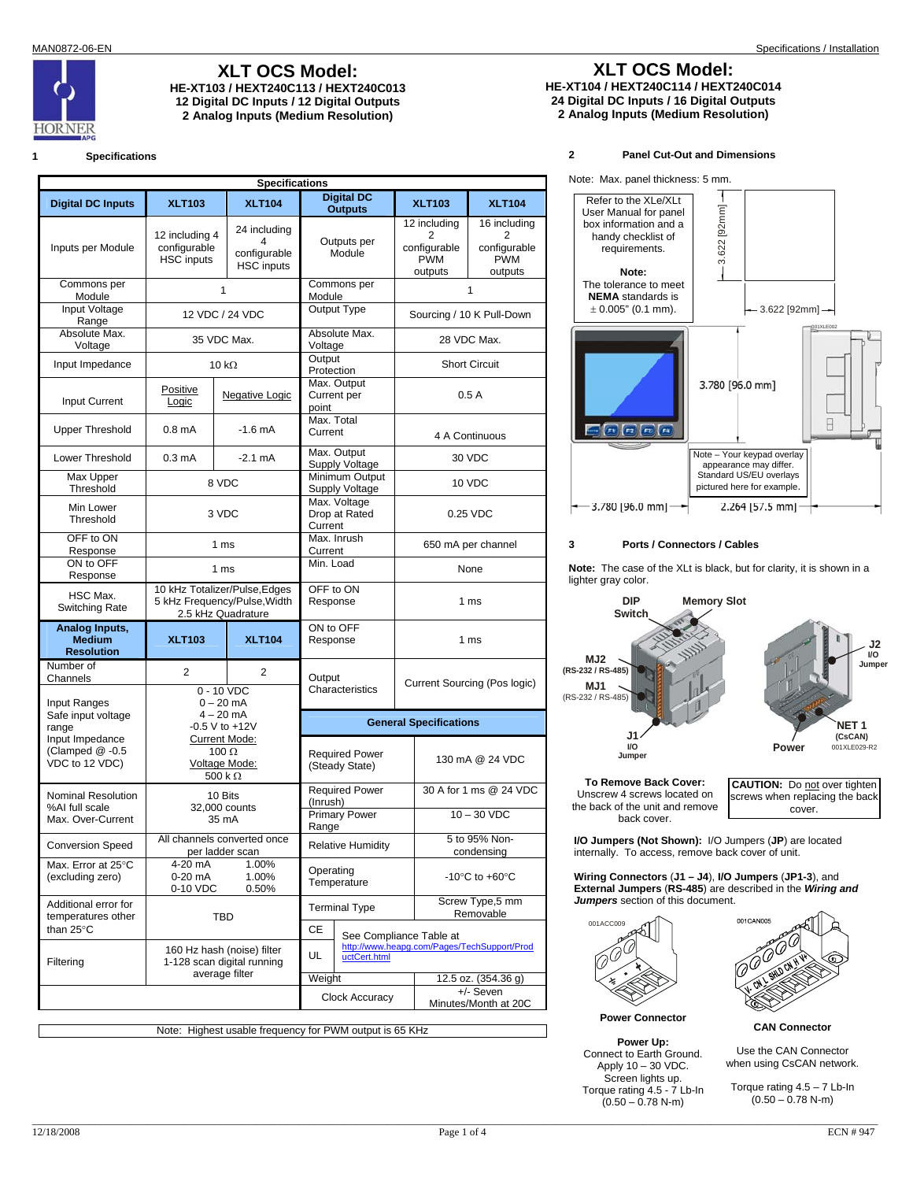# XLT OCS Model:

**HE-XT103 / HEXT240C113 / HEXT240C013**
**12 Digital DC Inputs / 12 Digital Outputs**
**2 Analog Inputs (Medium Resolution)**

# XLT OCS Model:

**HE-XT104 / HEXT240C114 / HEXT240C014**
**24 Digital DC Inputs / 16 Digital Outputs**
**2 Analog Inputs (Medium Resolution)**

## 1 Specifications

**Specifications**

| Digital DC Inputs | XLT103 | XLT104 |
|---|---|---|
| Inputs per Module | 12 including 4 configurable HSC inputs | 24 including 4 configurable HSC inputs |
| Commons per Module | 1 | |
| Input Voltage Range | 12 VDC / 24 VDC | |
| Absolute Max. Voltage | 35 VDC Max. | |
| Input Impedance | 10 kΩ | |
| Input Current | Positive Logic | Negative Logic |
| Upper Threshold | 0.8 mA | -1.6 mA |
| Lower Threshold | 0.3 mA | -2.1 mA |
| Max Upper Threshold | 8 VDC | |
| Min Lower Threshold | 3 VDC | |
| OFF to ON Response | 1 ms | |
| ON to OFF Response | 1 ms | |
| HSC Max. Switching Rate | 10 kHz Totalizer/Pulse,Edges 5 kHz Frequency/Pulse,Width 2.5 kHz Quadrature | |

| Analog Inputs, Medium Resolution | XLT103 | XLT104 |
|---|---|---|
| Number of Channels | 2 | 2 |
| Input Ranges<br>Safe input voltage range<br>Input Impedance (Clamped @ -0.5 VDC to 12 VDC) | 0 - 10 VDC<br>0 – 20 mA<br>4 – 20 mA<br>-0.5 V to +12V<br>Current Mode:<br>100 Ω<br>Voltage Mode:<br>500 k Ω | |
| Nominal Resolution<br>%AI full scale<br>Max. Over-Current | 10 Bits<br>32,000 counts<br>35 mA | |
| Conversion Speed | All channels converted once per ladder scan | |
| Max. Error at 25°C (excluding zero) | 4-20 mA 1.00%<br>0-20 mA 1.00%<br>0-10 VDC 0.50% | |
| Additional error for temperatures other than 25°C | TBD | |
| Filtering | 160 Hz hash (noise) filter<br>1-128 scan digital running average filter | |

| Digital DC Outputs | XLT103 | XLT104 |
|---|---|---|
| Outputs per Module | 12 including 2 configurable PWM outputs | 16 including 2 configurable PWM outputs |
| Commons per Module | 1 | |
| Output Type | Sourcing / 10 K Pull-Down | |
| Absolute Max. Voltage | 28 VDC Max. | |
| Output Protection | Short Circuit | |
| Max. Output Current per point | 0.5 A | |
| Max. Total Current | 4 A Continuous | |
| Max. Output Supply Voltage | 30 VDC | |
| Minimum Output Supply Voltage | 10 VDC | |
| Max. Voltage Drop at Rated Current | 0.25 VDC | |
| Max. Inrush Current | 650 mA per channel | |
| Min. Load | None | |
| OFF to ON Response | 1 ms | |
| ON to OFF Response | 1 ms | |
| Output Characteristics | Current Sourcing (Pos logic) | |

| General Specifications | |
|---|---|
| Required Power (Steady State) | 130 mA @ 24 VDC |
| Required Power (Inrush) | 30 A for 1 ms @ 24 VDC |
| Primary Power Range | 10 – 30 VDC |
| Relative Humidity | 5 to 95% Non-condensing |
| Operating Temperature | -10°C to +60°C |
| Terminal Type | Screw Type,5 mm Removable |
| CE | See Compliance Table at http://www.heapg.com/Pages/TechSupport/ProductCert.html |
| UL | |
| Weight | 12.5 oz. (354.36 g) |
| Clock Accuracy | +/- Seven Minutes/Month at 20C |

Note: Highest usable frequency for PWM output is 65 KHz

## 2 Panel Cut-Out and Dimensions

Note: Max. panel thickness: 5 mm.

Refer to the XLe/XLt User Manual for panel box information and a handy checklist of requirements.

**Note:**
The tolerance to meet **NEMA** standards is ± 0.005" (0.1 mm).

3.622 [92mm]

3.622 [92mm]

3.780 [96.0 mm]

Note – Your keypad overlay appearance may differ. Standard US/EU overlays pictured here for example.

3.780 [96.0 mm]

2.264 [57.5 mm]

## 3 Ports / Connectors / Cables

**Note:** The case of the XLt is black, but for clarity, it is shown in a lighter gray color.

DIP Switch; Memory Slot; MJ2 (RS-232 / RS-485); MJ1 (RS-232 / RS-485); J1 I/O Jumper; J2 I/O Jumper; NET 1 (CsCAN); Power

**To Remove Back Cover:**
Unscrew 4 screws located on the back of the unit and remove back cover.

**CAUTION:** Do not over tighten screws when replacing the back cover.

**I/O Jumpers (Not Shown):** I/O Jumpers (**JP**) are located internally. To access, remove back cover of unit.

**Wiring Connectors** (**J1 – J4**), **I/O Jumpers** (**JP1-3**), and **External Jumpers** (**RS-485**) are described in the ***Wiring and Jumpers*** section of this document.

**Power Connector**

**Power Up:**
Connect to Earth Ground.
Apply 10 – 30 VDC.
Screen lights up.
Torque rating 4.5 - 7 Lb-In (0.50 – 0.78 N-m)

**CAN Connector**

Use the CAN Connector when using CsCAN network.

Torque rating 4.5 – 7 Lb-In (0.50 – 0.78 N-m)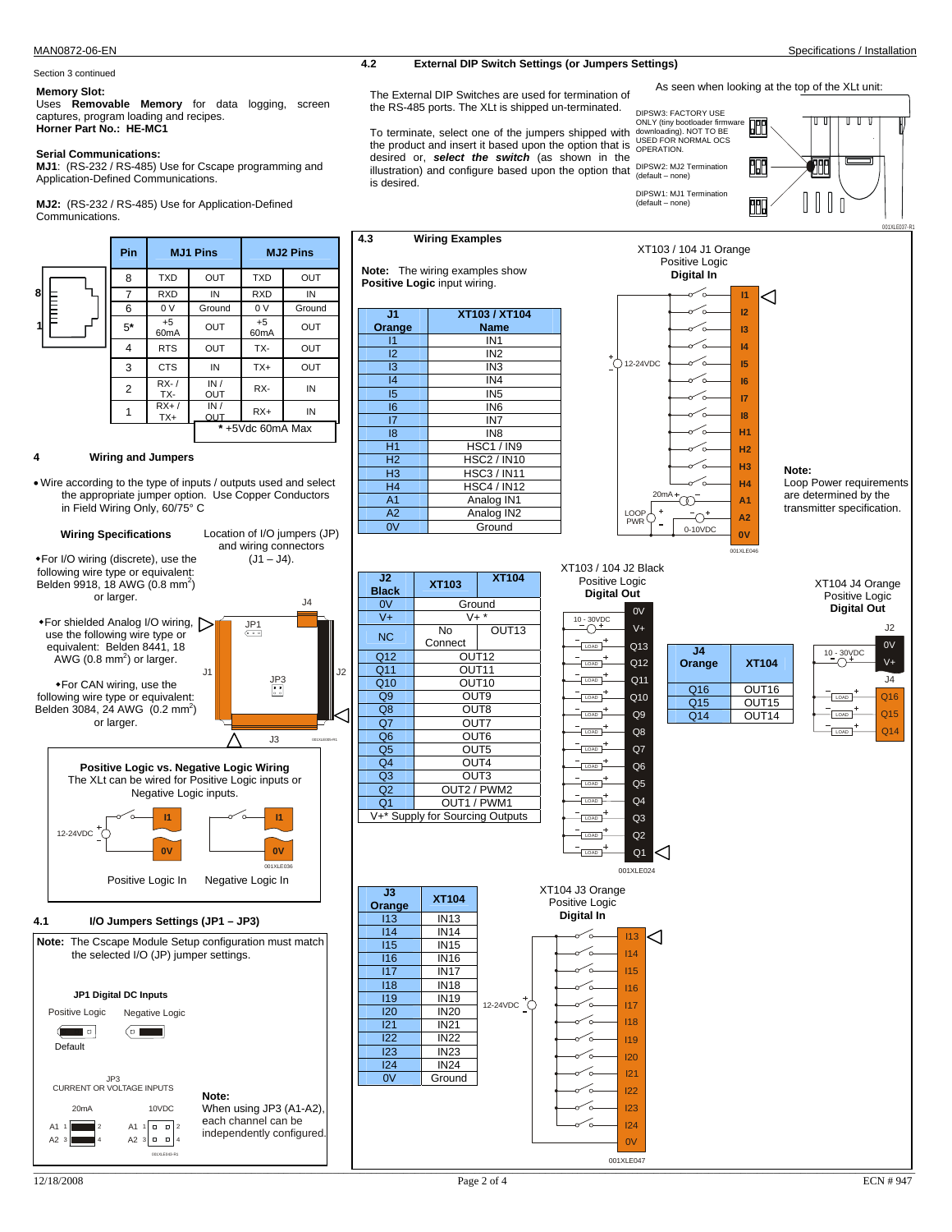Section 3 continued

**Memory Slot:**
Uses **Removable Memory** for data logging, screen captures, program loading and recipes.
**Horner Part No.: HE-MC1**

**Serial Communications:**
**MJ1**: (RS-232 / RS-485) Use for Cscape programming and Application-Defined Communications.

**MJ2:** (RS-232 / RS-485) Use for Application-Defined Communications.

| Pin | MJ1 Pins | | MJ2 Pins | |
|---|---|---|---|---|
| 8 | TXD | OUT | TXD | OUT |
| 7 | RXD | IN | RXD | IN |
| 6 | 0 V | Ground | 0 V | Ground |
| 5* | +5 60mA | OUT | +5 60mA | OUT |
| 4 | RTS | OUT | TX- | OUT |
| 3 | CTS | IN | TX+ | OUT |
| 2 | RX- / TX- | IN / OUT | RX- | IN |
| 1 | RX+ / TX+ | IN / OUT | RX+ | IN |

\* +5Vdc 60mA Max

## 4 Wiring and Jumpers

- Wire according to the type of inputs / outputs used and select the appropriate jumper option. Use Copper Conductors in Field Wiring Only, 60/75° C

**Wiring Specifications**

Location of I/O jumpers (JP) and wiring connectors (J1 – J4).

- For I/O wiring (discrete), use the following wire type or equivalent: Belden 9918, 18 AWG (0.8 mm$^2$) or larger.
- For shielded Analog I/O wiring, use the following wire type or equivalent: Belden 8441, 18 AWG (0.8 mm$^2$) or larger.
- For CAN wiring, use the following wire type or equivalent: Belden 3084, 24 AWG (0.2 mm$^2$) or larger.

**Positive Logic vs. Negative Logic Wiring**
The XLt can be wired for Positive Logic inputs or Negative Logic inputs.

Positive Logic In    Negative Logic In

### 4.1 I/O Jumpers Settings (JP1 – JP3)

**Note:** The Cscape Module Setup configuration must match the selected I/O (JP) jumper settings.

**JP1 Digital DC Inputs**

Positive Logic    Negative Logic

Default

JP3
CURRENT OR VOLTAGE INPUTS

20mA    10VDC

**Note:** When using JP3 (A1-A2), each channel can be independently configured.

### 4.2 External DIP Switch Settings (or Jumpers Settings)

The External DIP Switches are used for termination of the RS-485 ports. The XLt is shipped un-terminated.

To terminate, select one of the jumpers shipped with the product and insert it based upon the option that is desired or, ***select the switch*** (as shown in the illustration) and configure based upon the option that is desired.

As seen when looking at the top of the XLt unit:

DIPSW3: FACTORY USE ONLY (tiny bootloader firmware downloading). NOT TO BE USED FOR NORMAL OCS OPERATION.

DIPSW2: MJ2 Termination (default – none)

DIPSW1: MJ1 Termination (default – none)

### 4.3 Wiring Examples

**Note:** The wiring examples show **Positive Logic** input wiring.

| J1 Orange | XT103 / XT104 Name |
|---|---|
| I1 | IN1 |
| I2 | IN2 |
| I3 | IN3 |
| I4 | IN4 |
| I5 | IN5 |
| I6 | IN6 |
| I7 | IN7 |
| I8 | IN8 |
| H1 | HSC1 / IN9 |
| H2 | HSC2 / IN10 |
| H3 | HSC3 / IN11 |
| H4 | HSC4 / IN12 |
| A1 | Analog IN1 |
| A2 | Analog IN2 |
| 0V | Ground |

XT103 / 104 J1 Orange Positive Logic **Digital In**

**Note:** Loop Power requirements are determined by the transmitter specification.

| J2 Black | XT103 | XT104 |
|---|---|---|
| 0V | Ground | |
| V+ | V+ * | |
| NC | No Connect | OUT13 |
| Q12 | OUT12 | |
| Q11 | OUT11 | |
| Q10 | OUT10 | |
| Q9 | OUT9 | |
| Q8 | OUT8 | |
| Q7 | OUT7 | |
| Q6 | OUT6 | |
| Q5 | OUT5 | |
| Q4 | OUT4 | |
| Q3 | OUT3 | |
| Q2 | OUT2 / PWM2 | |
| Q1 | OUT1 / PWM1 | |
| V+* Supply for Sourcing Outputs | | |

XT103 / 104 J2 Black Positive Logic **Digital Out**

| J4 Orange | XT104 |
|---|---|
| Q16 | OUT16 |
| Q15 | OUT15 |
| Q14 | OUT14 |

XT104 J4 Orange Positive Logic **Digital Out**

| J3 Orange | XT104 |
|---|---|
| I13 | IN13 |
| I14 | IN14 |
| I15 | IN15 |
| I16 | IN16 |
| I17 | IN17 |
| I18 | IN18 |
| I19 | IN19 |
| I20 | IN20 |
| I21 | IN21 |
| I22 | IN22 |
| I23 | IN23 |
| I24 | IN24 |
| 0V | Ground |

XT104 J3 Orange Positive Logic **Digital In**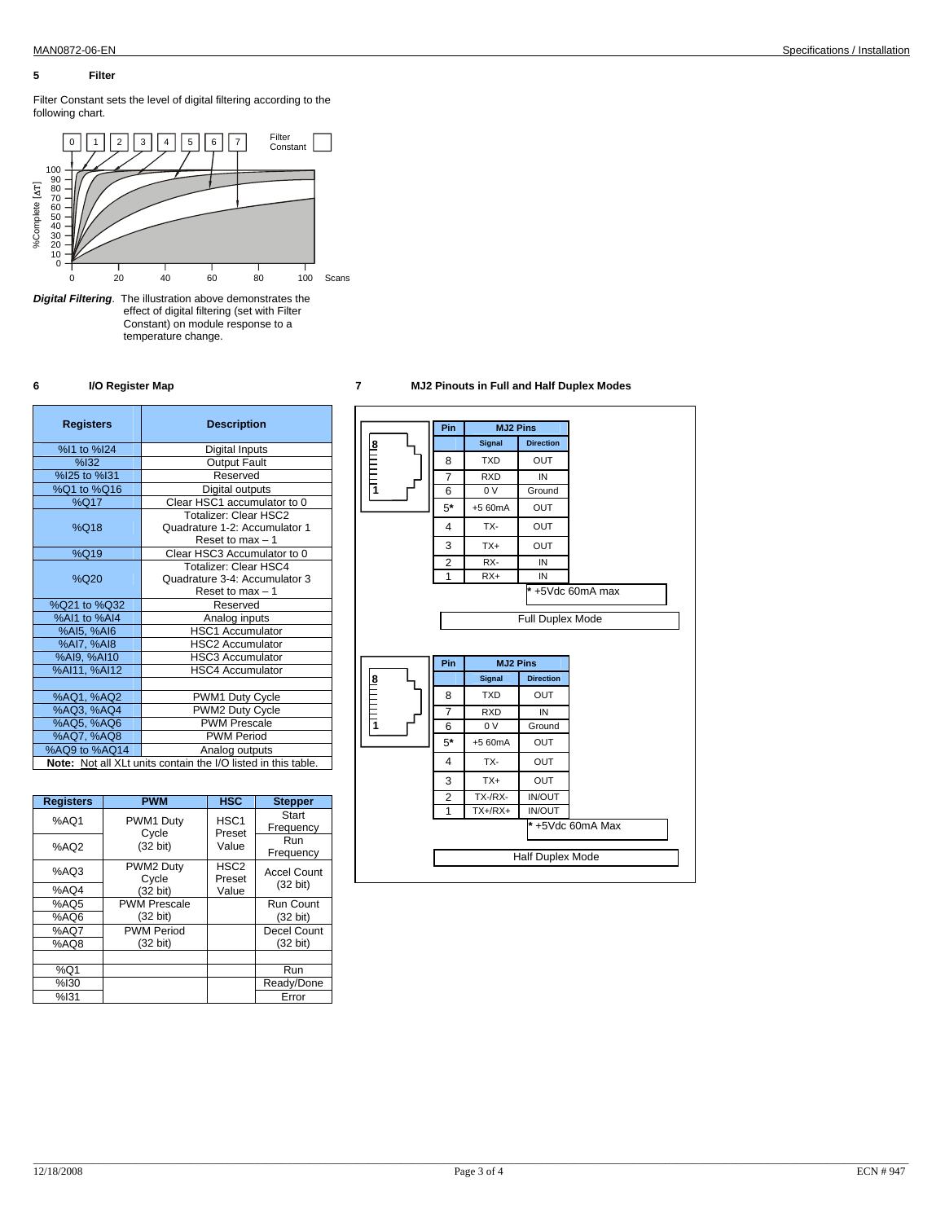## 5 Filter

Filter Constant sets the level of digital filtering according to the following chart.

*Digital Filtering*. The illustration above demonstrates the effect of digital filtering (set with Filter Constant) on module response to a temperature change.

## 6 I/O Register Map

| Registers | Description |
|---|---|
| %I1 to %I24 | Digital Inputs |
| %I32 | Output Fault |
| %I25 to %I31 | Reserved |
| %Q1 to %Q16 | Digital outputs |
| %Q17 | Clear HSC1 accumulator to 0 |
| %Q18 | Totalizer: Clear HSC2<br>Quadrature 1-2: Accumulator 1<br>Reset to max – 1 |
| %Q19 | Clear HSC3 Accumulator to 0 |
| %Q20 | Totalizer: Clear HSC4<br>Quadrature 3-4: Accumulator 3<br>Reset to max – 1 |
| %Q21 to %Q32 | Reserved |
| %AI1 to %AI4 | Analog inputs |
| %AI5, %AI6 | HSC1 Accumulator |
| %AI7, %AI8 | HSC2 Accumulator |
| %AI9, %AI10 | HSC3 Accumulator |
| %AI11, %AI12 | HSC4 Accumulator |
| | |
| %AQ1, %AQ2 | PWM1 Duty Cycle |
| %AQ3, %AQ4 | PWM2 Duty Cycle |
| %AQ5, %AQ6 | PWM Prescale |
| %AQ7, %AQ8 | PWM Period |
| %AQ9 to %AQ14 | Analog outputs |

**Note:** Not all XLt units contain the I/O listed in this table.

| Registers | PWM | HSC | Stepper |
|---|---|---|---|
| %AQ1 | PWM1 Duty Cycle (32 bit) | HSC1 Preset Value | Start Frequency |
| %AQ2 | | | Run Frequency |
| %AQ3 | PWM2 Duty Cycle (32 bit) | HSC2 Preset Value | Accel Count (32 bit) |
| %AQ4 | | | |
| %AQ5 | PWM Prescale (32 bit) | | Run Count (32 bit) |
| %AQ6 | | | |
| %AQ7 | PWM Period (32 bit) | | Decel Count (32 bit) |
| %AQ8 | | | |
| | | | |
| %Q1 | | | Run |
| %I30 | | | Ready/Done |
| %I31 | | | Error |

## 7 MJ2 Pinouts in Full and Half Duplex Modes

**Full Duplex Mode**

| Pin | Signal | Direction |
|---|---|---|
| 8 | TXD | OUT |
| 7 | RXD | IN |
| 6 | 0 V | Ground |
| 5* | +5 60mA | OUT |
| 4 | TX- | OUT |
| 3 | TX+ | OUT |
| 2 | RX- | IN |
| 1 | RX+ | IN |

\* +5Vdc 60mA max

**Half Duplex Mode**

| Pin | Signal | Direction |
|---|---|---|
| 8 | TXD | OUT |
| 7 | RXD | IN |
| 6 | 0 V | Ground |
| 5* | +5 60mA | OUT |
| 4 | TX- | OUT |
| 3 | TX+ | OUT |
| 2 | TX-/RX- | IN/OUT |
| 1 | TX+/RX+ | IN/OUT |

\* +5Vdc 60mA Max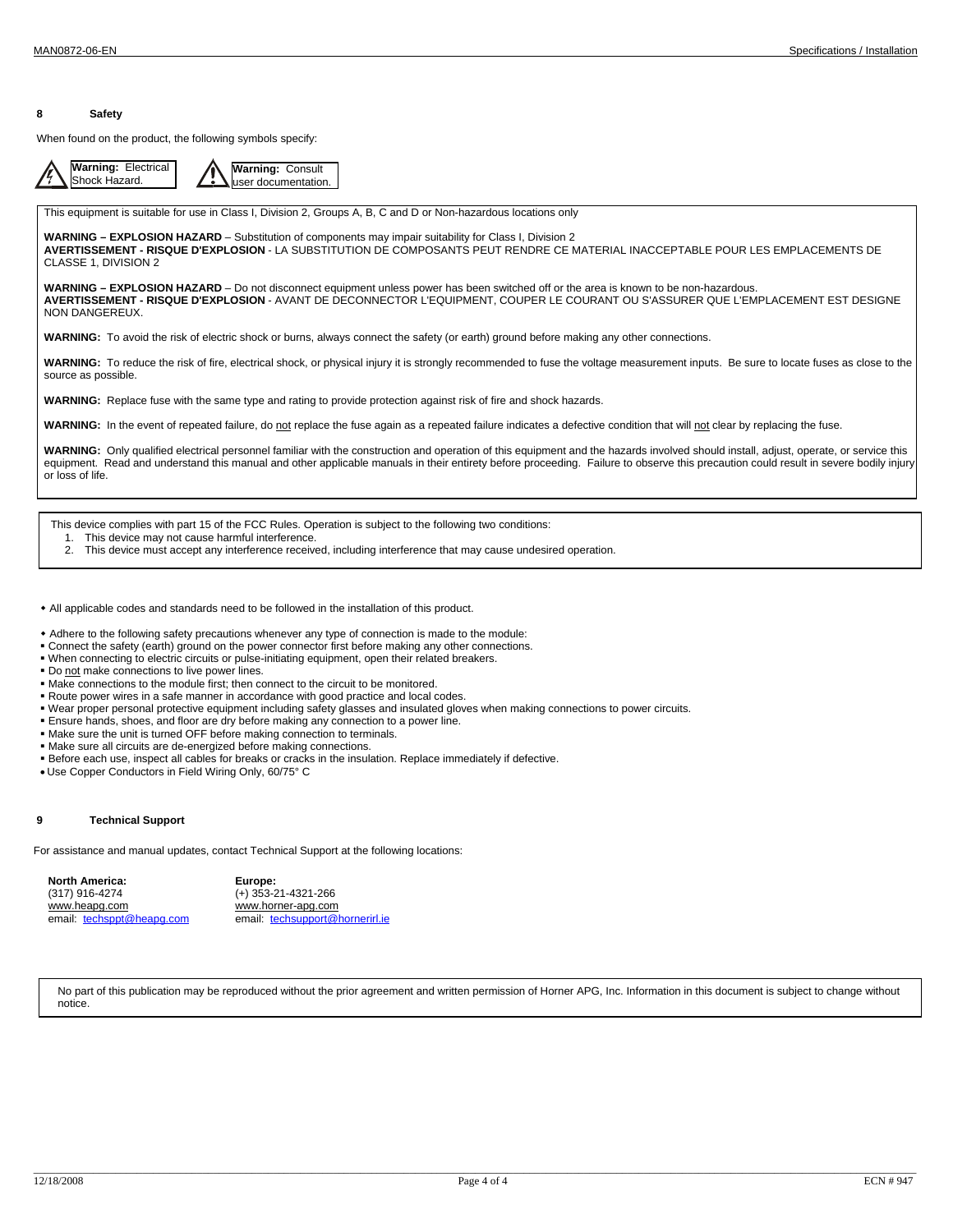## 8 Safety

When found on the product, the following symbols specify:

**Warning:** Electrical Shock Hazard.

**Warning:** Consult user documentation.

This equipment is suitable for use in Class I, Division 2, Groups A, B, C and D or Non-hazardous locations only

**WARNING – EXPLOSION HAZARD** – Substitution of components may impair suitability for Class I, Division 2
**AVERTISSEMENT - RISQUE D'EXPLOSION** - LA SUBSTITUTION DE COMPOSANTS PEUT RENDRE CE MATERIAL INACCEPTABLE POUR LES EMPLACEMENTS DE CLASSE 1, DIVISION 2

**WARNING – EXPLOSION HAZARD** – Do not disconnect equipment unless power has been switched off or the area is known to be non-hazardous.
**AVERTISSEMENT - RISQUE D'EXPLOSION** - AVANT DE DECONNECTOR L'EQUIPMENT, COUPER LE COURANT OU S'ASSURER QUE L'EMPLACEMENT EST DESIGNE NON DANGEREUX.

**WARNING:** To avoid the risk of electric shock or burns, always connect the safety (or earth) ground before making any other connections.

**WARNING:** To reduce the risk of fire, electrical shock, or physical injury it is strongly recommended to fuse the voltage measurement inputs. Be sure to locate fuses as close to the source as possible.

**WARNING:** Replace fuse with the same type and rating to provide protection against risk of fire and shock hazards.

**WARNING:** In the event of repeated failure, do not replace the fuse again as a repeated failure indicates a defective condition that will not clear by replacing the fuse.

**WARNING:** Only qualified electrical personnel familiar with the construction and operation of this equipment and the hazards involved should install, adjust, operate, or service this equipment. Read and understand this manual and other applicable manuals in their entirety before proceeding. Failure to observe this precaution could result in severe bodily injury or loss of life.

This device complies with part 15 of the FCC Rules. Operation is subject to the following two conditions:

1. This device may not cause harmful interference.
2. This device must accept any interference received, including interference that may cause undesired operation.

- All applicable codes and standards need to be followed in the installation of this product.

- Adhere to the following safety precautions whenever any type of connection is made to the module:
- Connect the safety (earth) ground on the power connector first before making any other connections.
- When connecting to electric circuits or pulse-initiating equipment, open their related breakers.
- Do not make connections to live power lines.
- Make connections to the module first; then connect to the circuit to be monitored.
- Route power wires in a safe manner in accordance with good practice and local codes.
- Wear proper personal protective equipment including safety glasses and insulated gloves when making connections to power circuits.
- Ensure hands, shoes, and floor are dry before making any connection to a power line.
- Make sure the unit is turned OFF before making connection to terminals.
- Make sure all circuits are de-energized before making connections.
- Before each use, inspect all cables for breaks or cracks in the insulation. Replace immediately if defective.
- Use Copper Conductors in Field Wiring Only, 60/75° C

## 9 Technical Support

For assistance and manual updates, contact Technical Support at the following locations:

**North America:**
(317) 916-4274
www.heapg.com
email: techsppt@heapg.com

**Europe:**
(+) 353-21-4321-266
www.horner-apg.com
email: techsupport@hornerirl.ie

No part of this publication may be reproduced without the prior agreement and written permission of Horner APG, Inc. Information in this document is subject to change without notice.